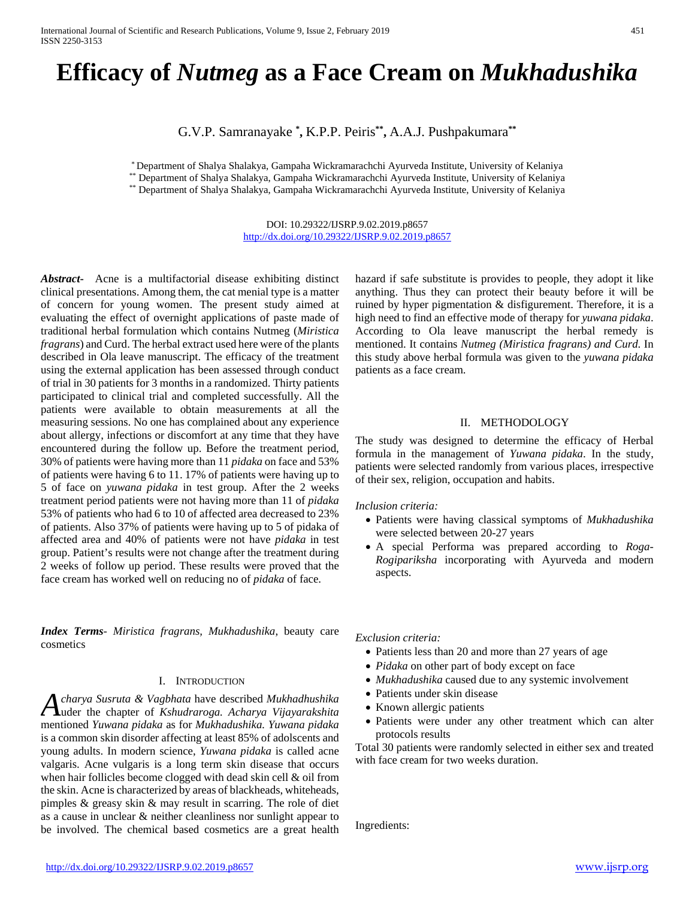# Efficacy of *Nutmeg* as a Face Cream on *Mukhadushika*

G.V.P. Samranayake [*], K.P.P. Peiris[**], A.A.J. Pushpakumara[**]

[*] Department of Shalya Shalakya, Gampaha Wickramarachchi Ayurveda Institute, University of Kelaniya
[**] Department of Shalya Shalakya, Gampaha Wickramarachchi Ayurveda Institute, University of Kelaniya
[**] Department of Shalya Shalakya, Gampaha Wickramarachchi Ayurveda Institute, University of Kelaniya

DOI: 10.29322/IJSRP.9.02.2019.p8657
http://dx.doi.org/10.29322/IJSRP.9.02.2019.p8657

***Abstract*-** Acne is a multifactorial disease exhibiting distinct clinical presentations. Among them, the cat menial type is a matter of concern for young women. The present study aimed at evaluating the effect of overnight applications of paste made of traditional herbal formulation which contains Nutmeg (*Miristica fragrans*) and Curd. The herbal extract used here were of the plants described in Ola leave manuscript. The efficacy of the treatment using the external application has been assessed through conduct of trial in 30 patients for 3 months in a randomized. Thirty patients participated to clinical trial and completed successfully. All the patients were available to obtain measurements at all the measuring sessions. No one has complained about any experience about allergy, infections or discomfort at any time that they have encountered during the follow up. Before the treatment period, 30% of patients were having more than 11 *pidaka* on face and 53% of patients were having 6 to 11. 17% of patients were having up to 5 of face on *yuwana pidaka* in test group. After the 2 weeks treatment period patients were not having more than 11 of *pidaka* 53% of patients who had 6 to 10 of affected area decreased to 23% of patients. Also 37% of patients were having up to 5 of pidaka of affected area and 40% of patients were not have *pidaka* in test group. Patient's results were not change after the treatment during 2 weeks of follow up period. These results were proved that the face cream has worked well on reducing no of *pidaka* of face.

***Index Terms*-** *Miristica fragrans, Mukhadushika*, beauty care cosmetics

## I. Introduction

*Acharya Susruta & Vagbhata* have described *Mukhadhushika* uder the chapter of *Kshudraroga. Acharya Vijayarakshita* mentioned *Yuwana pidaka* as for *Mukhadushika. Yuwana pidaka* is a common skin disorder affecting at least 85% of adolscents and young adults. In modern science, *Yuwana pidaka* is called acne valgaris. Acne vulgaris is a long term skin disease that occurs when hair follicles become clogged with dead skin cell & oil from the skin. Acne is characterized by areas of blackheads, whiteheads, pimples & greasy skin & may result in scarring. The role of diet as a cause in unclear & neither cleanliness nor sunlight appear to be involved. The chemical based cosmetics are a great health hazard if safe substitute is provides to people, they adopt it like anything. Thus they can protect their beauty before it will be ruined by hyper pigmentation & disfigurement. Therefore, it is a high need to find an effective mode of therapy for *yuwana pidaka*. According to Ola leave manuscript the herbal remedy is mentioned. It contains *Nutmeg (Miristica fragrans) and Curd*. In this study above herbal formula was given to the *yuwana pidaka* patients as a face cream.

## II. Methodology

The study was designed to determine the efficacy of Herbal formula in the management of *Yuwana pidaka*. In the study, patients were selected randomly from various places, irrespective of their sex, religion, occupation and habits.

*Inclusion criteria:*

- Patients were having classical symptoms of *Mukhadushika* were selected between 20-27 years
- A special Performa was prepared according to *Roga-Rogipariksha* incorporating with Ayurveda and modern aspects.

*Exclusion criteria:*

- Patients less than 20 and more than 27 years of age
- *Pidaka* on other part of body except on face
- *Mukhadushika* caused due to any systemic involvement
- Patients under skin disease
- Known allergic patients
- Patients were under any other treatment which can alter protocols results

Total 30 patients were randomly selected in either sex and treated with face cream for two weeks duration.

Ingredients: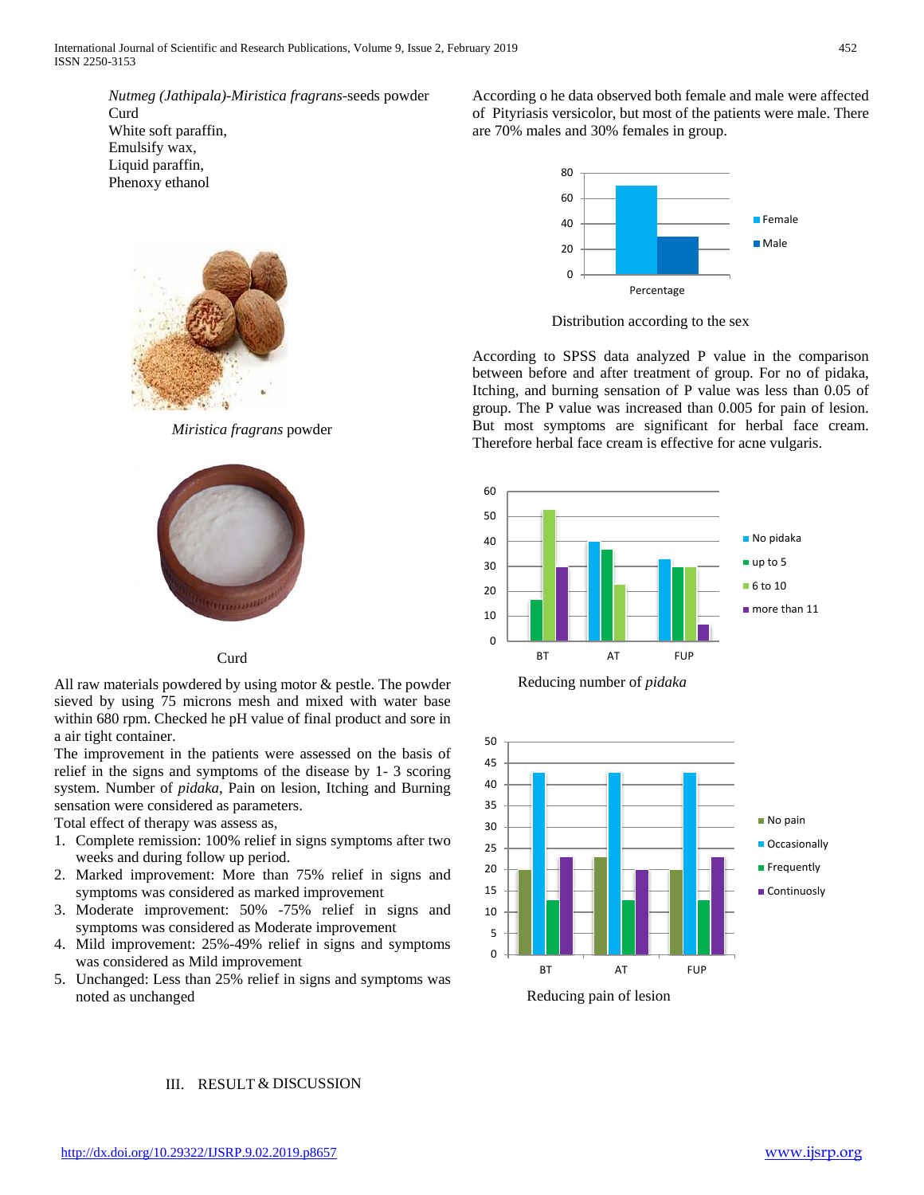*Nutmeg (Jathipala)-Miristica fragrans*-seeds powder
Curd
White soft paraffin,
Emulsify wax,
Liquid paraffin,
Phenoxy ethanol

*Miristica fragrans* powder

Curd

All raw materials powdered by using motor & pestle. The powder sieved by using 75 microns mesh and mixed with water base within 680 rpm. Checked he pH value of final product and sore in a air tight container.

The improvement in the patients were assessed on the basis of relief in the signs and symptoms of the disease by 1- 3 scoring system. Number of *pidaka*, Pain on lesion, Itching and Burning sensation of were considered as parameters.

Total effect of therapy was assess as,

1. Complete remission: 100% relief in signs symptoms after two weeks and during follow up period.
2. Marked improvement: More than 75% relief in signs and symptoms was considered as marked improvement
3. Moderate improvement: 50% -75% relief in signs and symptoms was considered as Moderate improvement
4. Mild improvement: 25%-49% relief in signs and symptoms was considered as Mild improvement
5. Unchanged: Less than 25% relief in signs and symptoms was noted as unchanged

## III. RESULT & DISCUSSION

According o he data observed both female and male were affected of Pityriasis versicolor, but most of the patients were male. There are 70% males and 30% females in group.

Distribution according to the sex

According to SPSS data analyzed P value in the comparison between before and after treatment of group. For no of pidaka, Itching, and burning sensation of P value was less than 0.05 of group. The P value was increased than 0.005 for pain of lesion. But most symptoms are significant for herbal face cream. Therefore herbal face cream is effective for acne vulgaris.

Reducing number of *pidaka*

Reducing pain of lesion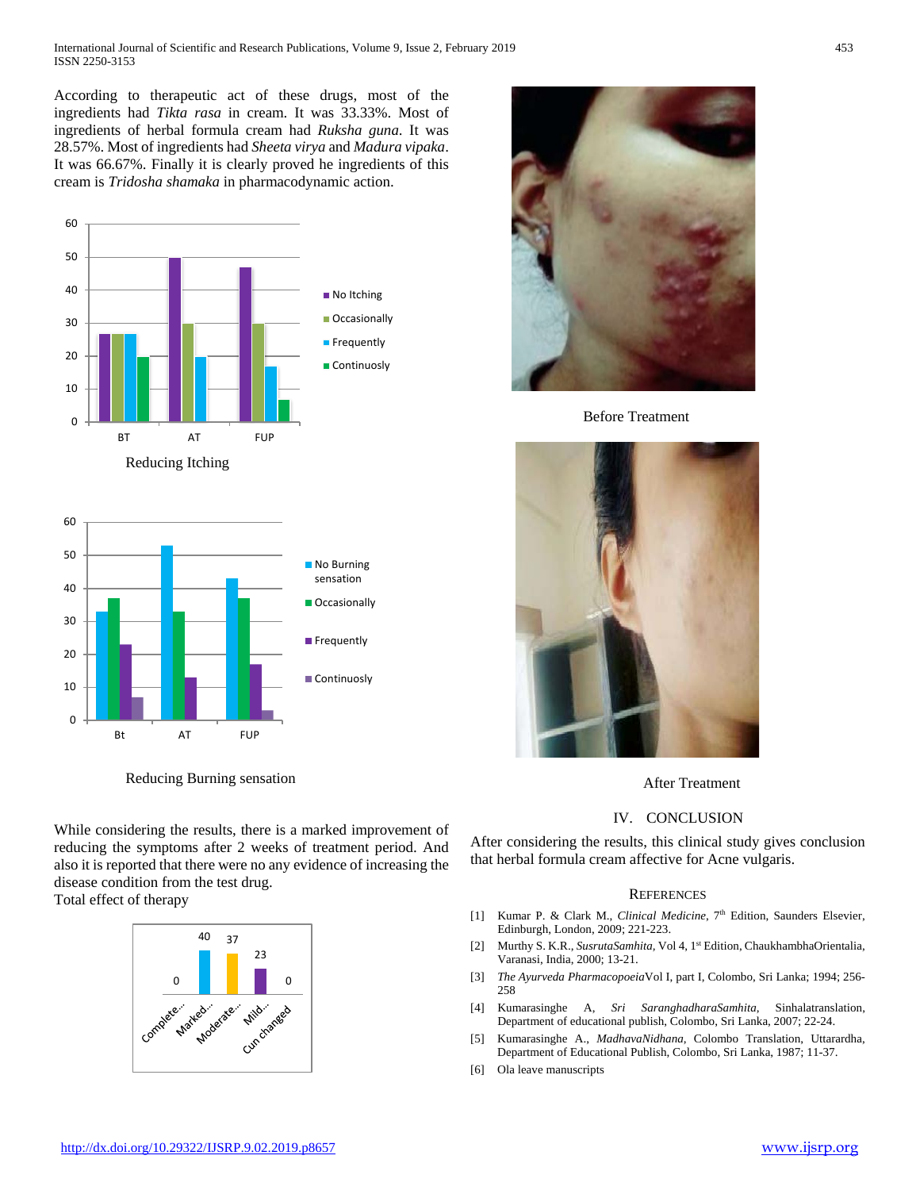According to therapeutic act of these drugs, most of the ingredients had *Tikta rasa* in cream. It was 33.33%. Most of ingredients of herbal formula cream had *Ruksha guna*. It was 28.57%. Most of ingredients had *Sheeta virya* and *Madura vipaka*. It was 66.67%. Finally it is clearly proved he ingredients of this cream is *Tridosha shamaka* in pharmacodynamic action.

Reducing Itching

Reducing Burning sensation

While considering the results, there is a marked improvement of reducing the symptoms after 2 weeks of treatment period. And also it is reported that there were no any evidence of increasing the disease condition from the test drug.

Total effect of therapy

Before Treatment

After Treatment

## IV. CONCLUSION

After considering the results, this clinical study gives conclusion that herbal formula cream affective for Acne vulgaris.

## REFERENCES

[1] Kumar P. & Clark M., *Clinical Medicine*, 7th Edition, Saunders Elsevier, Edinburgh, London, 2009; 221-223.

[2] Murthy S. K.R., *SusrutaSamhita*, Vol 4, 1st Edition, ChaukhambhaOrientalia, Varanasi, India, 2000; 13-21.

[3] *The Ayurveda Pharmacopoeia*Vol I, part I, Colombo, Sri Lanka; 1994; 256-258

[4] Kumarasinghe A, *Sri SaranghadharaSamhita*, Sinhalatranslation, Department of educational publish, Colombo, Sri Lanka, 2007; 22-24.

[5] Kumarasinghe A., *MadhavaNidhana*, Colombo Translation, Uttarardha, Department of Educational Publish, Colombo, Sri Lanka, 1987; 11-37.

[6] Ola leave manuscripts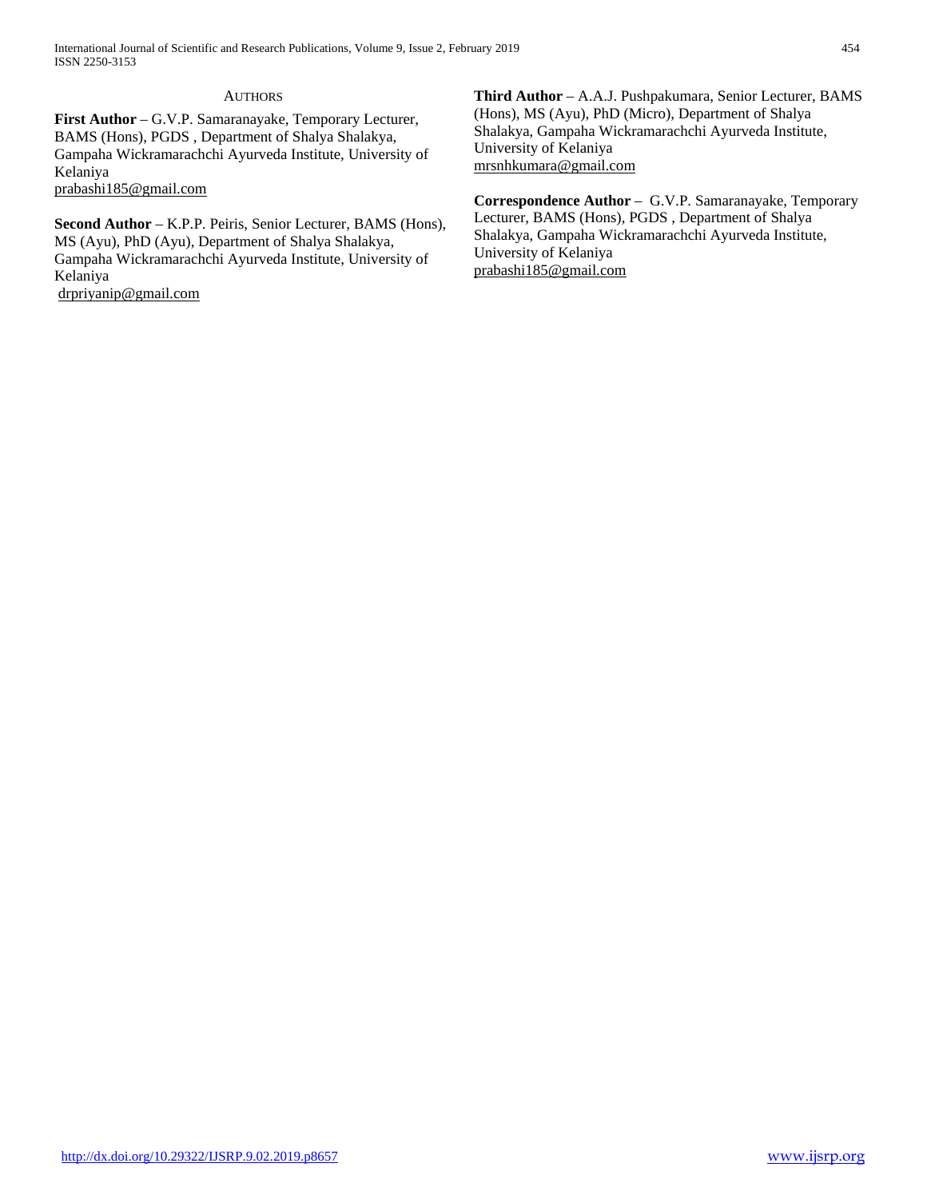## AUTHORS

**First Author** – G.V.P. Samaranayake, Temporary Lecturer, BAMS (Hons), PGDS , Department of Shalya Shalakya, Gampaha Wickramarachchi Ayurveda Institute, University of Kelaniya
prabashi185@gmail.com

**Second Author** – K.P.P. Peiris, Senior Lecturer, BAMS (Hons), MS (Ayu), PhD (Ayu), Department of Shalya Shalakya, Gampaha Wickramarachchi Ayurveda Institute, University of Kelaniya
drpriyanip@gmail.com

**Third Author** – A.A.J. Pushpakumara, Senior Lecturer, BAMS (Hons), MS (Ayu), PhD (Micro), Department of Shalya Shalakya, Gampaha Wickramarachchi Ayurveda Institute, University of Kelaniya
mrsnhkumara@gmail.com

**Correspondence Author** – G.V.P. Samaranayake, Temporary Lecturer, BAMS (Hons), PGDS , Department of Shalya Shalakya, Gampaha Wickramarachchi Ayurveda Institute, University of Kelaniya
prabashi185@gmail.com